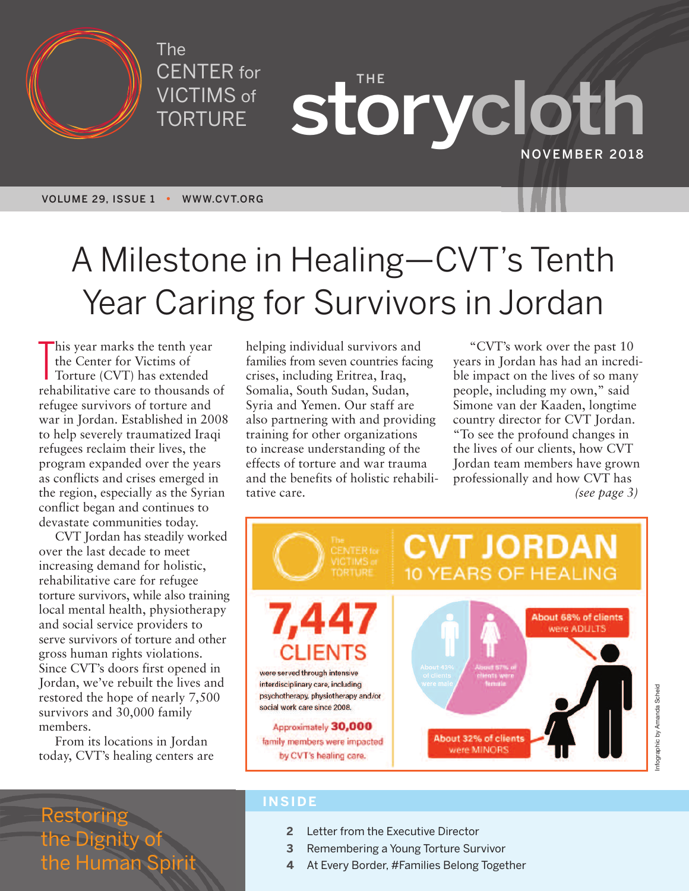The CENTER for VICTIMS of TORTURE

# THE storycloth

NOVEMBER 2018

VOLUME 29, ISSUE 1 • WWW.CVT.ORG

# A Milestone in Healing—CVT's Tenth Year Caring for Survivors in Jordan

This year marks the tenth year the Center for Victims of Torture (CVT) has extended rehabilitative care to thousands of refugee survivors of torture and war in Jordan. Established in 2008 to help severely traumatized Iraqi refugees reclaim their lives, the program expanded over the years as conflicts and crises emerged in the region, especially as the Syrian conflict began and continues to devastate communities today.

CVT Jordan has steadily worked over the last decade to meet increasing demand for holistic, rehabilitative care for refugee torture survivors, while also training local mental health, physiotherapy and social service providers to serve survivors of torture and other gross human rights violations. Since CVT's doors first opened in Jordan, we've rebuilt the lives and restored the hope of nearly 7,500 survivors and 30,000 family members.

From its locations in Jordan today, CVT's healing centers are helping individual survivors and families from seven countries facing crises, including Eritrea, Iraq, Somalia, South Sudan, Sudan, Syria and Yemen. Our staff are also partnering with and providing training for other organizations to increase understanding of the effects of torture and war trauma and the benefits of holistic rehabilitative care.

"CVT's work over the past 10 years in Jordan has had an incredible impact on the lives of so many people, including my own," said Simone van der Kaaden, longtime country director for CVT Jordan. "To see the profound changes in the lives of our clients, how CVT Jordan team members have grown professionally and how CVT has *(see page 3)*

**CVT JORDAN — 10 YEARS OF HEALING**

**7,447 CLIENTS** were served through intensive interdisciplinary care, including psychotherapy, physiotherapy and/or social work care since 2008.

Approximately **30,000** family members were impacted by CVT's healing care.

About 43% of clients were male

About 57% of clients were female

About 68% of clients were ADULTS

About 32% of clients were MINORS

Infographic by Amanda Scheid

Restoring the Dignity of the Human Spirit

## INSIDE

- **2** Letter from the Executive Director
- **3** Remembering a Young Torture Survivor
- **4** At Every Border, #Families Belong Together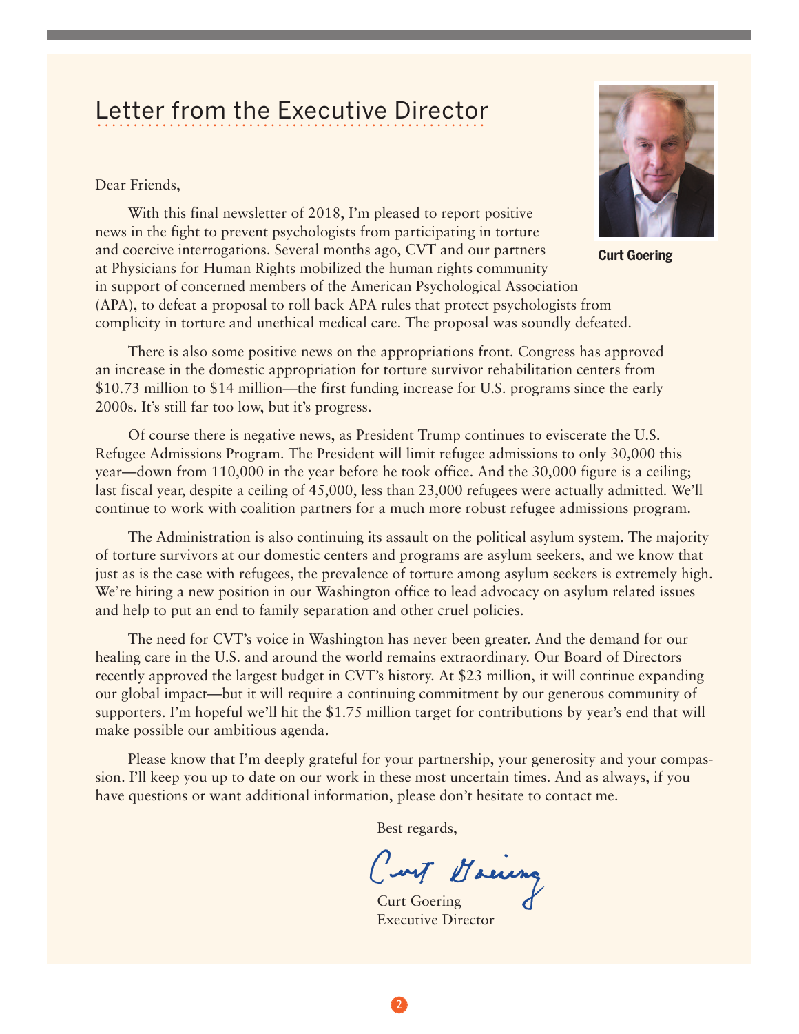## Letter from the Executive Director

Curt Goering

Dear Friends,

With this final newsletter of 2018, I'm pleased to report positive news in the fight to prevent psychologists from participating in torture and coercive interrogations. Several months ago, CVT and our partners at Physicians for Human Rights mobilized the human rights community in support of concerned members of the American Psychological Association (APA), to defeat a proposal to roll back APA rules that protect psychologists from complicity in torture and unethical medical care. The proposal was soundly defeated.

There is also some positive news on the appropriations front. Congress has approved an increase in the domestic appropriation for torture survivor rehabilitation centers from $10.73 million to $14 million—the first funding increase for U.S. programs since the early 2000s. It's still far too low, but it's progress.

Of course there is negative news, as President Trump continues to eviscerate the U.S. Refugee Admissions Program. The President will limit refugee admissions to only 30,000 this year—down from 110,000 in the year before he took office. And the 30,000 figure is a ceiling; last fiscal year, despite a ceiling of 45,000, less than 23,000 refugees were actually admitted. We'll continue to work with coalition partners for a much more robust refugee admissions program.

The Administration is also continuing its assault on the political asylum system. The majority of torture survivors at our domestic centers and programs are asylum seekers, and we know that just as is the case with refugees, the prevalence of torture among asylum seekers is extremely high. We're hiring a new position in our Washington office to lead advocacy on asylum related issues and help to put an end to family separation and other cruel policies.

The need for CVT's voice in Washington has never been greater. And the demand for our healing care in the U.S. and around the world remains extraordinary. Our Board of Directors recently approved the largest budget in CVT's history. At $23 million, it will continue expanding our global impact—but it will require a continuing commitment by our generous community of supporters. I'm hopeful we'll hit the $1.75 million target for contributions by year's end that will make possible our ambitious agenda.

Please know that I'm deeply grateful for your partnership, your generosity and your compassion. I'll keep you up to date on our work in these most uncertain times. And as always, if you have questions or want additional information, please don't hesitate to contact me.

Best regards,

Curt Goering
Executive Director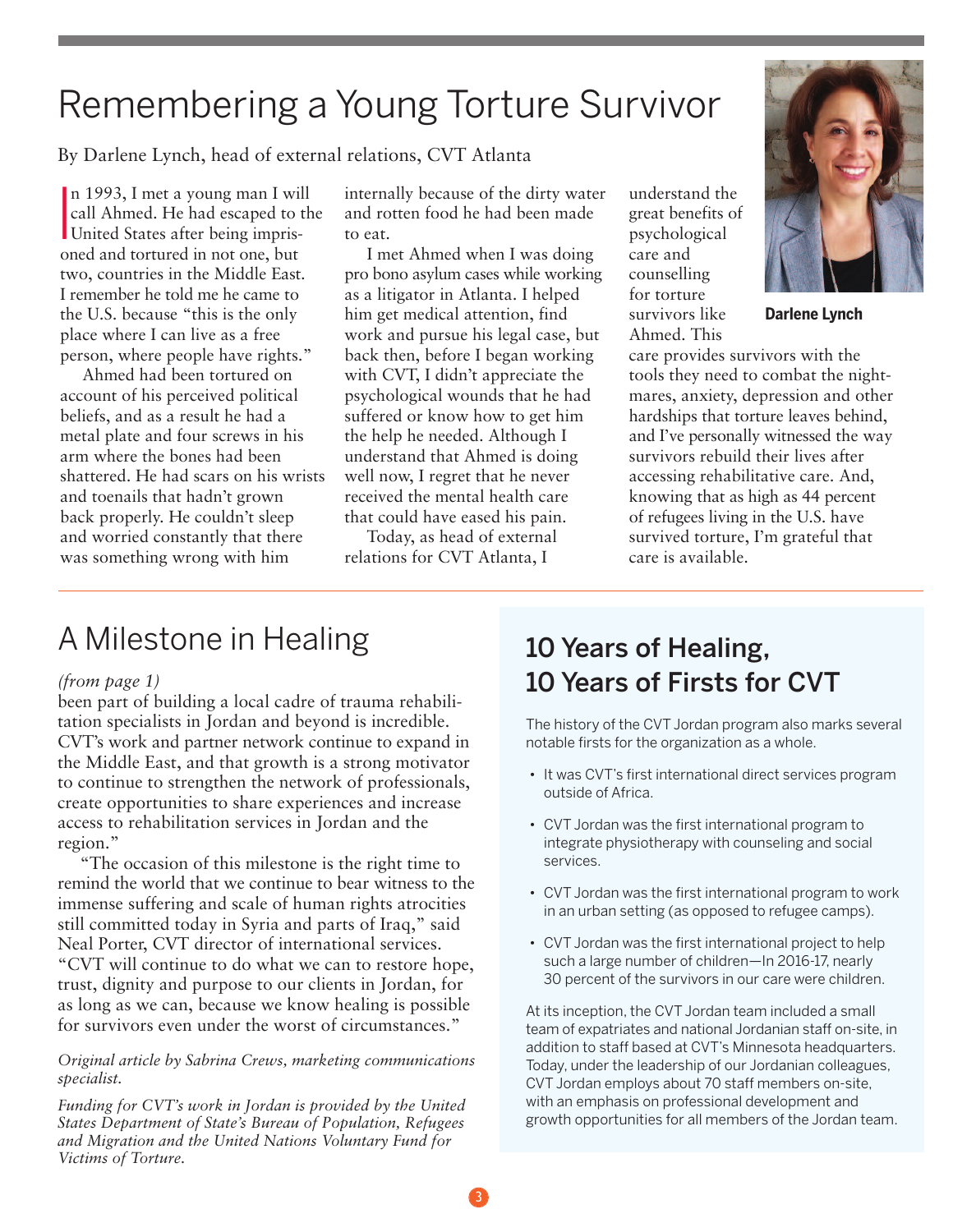# Remembering a Young Torture Survivor

By Darlene Lynch, head of external relations, CVT Atlanta

In 1993, I met a young man I will call Ahmed. He had escaped to the United States after being imprisoned and tortured in not one, but two, countries in the Middle East. I remember he told me he came to the U.S. because "this is the only place where I can live as a free person, where people have rights."

Ahmed had been tortured on account of his perceived political beliefs, and as a result he had a metal plate and four screws in his arm where the bones had been shattered. He had scars on his wrists and toenails that hadn't grown back properly. He couldn't sleep and worried constantly that there was something wrong with him internally because of the dirty water and rotten food he had been made to eat.

I met Ahmed when I was doing pro bono asylum cases while working as a litigator in Atlanta. I helped him get medical attention, find work and pursue his legal case, but back then, before I began working with CVT, I didn't appreciate the psychological wounds that he had suffered or know how to get him the help he needed. Although I understand that Ahmed is doing well now, I regret that he never received the mental health care that could have eased his pain.

Today, as head of external relations for CVT Atlanta, I understand the great benefits of psychological care and counselling for torture survivors like Ahmed. This care provides survivors with the tools they need to combat the nightmares, anxiety, depression and other hardships that torture leaves behind, and I've personally witnessed the way survivors rebuild their lives after accessing rehabilitative care. And, knowing that as high as 44 percent of refugees living in the U.S. have survived torture, I'm grateful that care is available.

**Darlene Lynch**

# A Milestone in Healing

*(from page 1)*

been part of building a local cadre of trauma rehabilitation specialists in Jordan and beyond is incredible. CVT's work and partner network continue to expand in the Middle East, and that growth is a strong motivator to continue to strengthen the network of professionals, create opportunities to share experiences and increase access to rehabilitation services in Jordan and the region."

"The occasion of this milestone is the right time to remind the world that we continue to bear witness to the immense suffering and scale of human rights atrocities still committed today in Syria and parts of Iraq," said Neal Porter, CVT director of international services. "CVT will continue to do what we can to restore hope, trust, dignity and purpose to our clients in Jordan, for as long as we can, because we know healing is possible for survivors even under the worst of circumstances."

*Original article by Sabrina Crews, marketing communications specialist.*

*Funding for CVT's work in Jordan is provided by the United States Department of State's Bureau of Population, Refugees and Migration and the United Nations Voluntary Fund for Victims of Torture.*

## 10 Years of Healing, 10 Years of Firsts for CVT

The history of the CVT Jordan program also marks several notable firsts for the organization as a whole.

- It was CVT's first international direct services program outside of Africa.
- CVT Jordan was the first international program to integrate physiotherapy with counseling and social services.
- CVT Jordan was the first international program to work in an urban setting (as opposed to refugee camps).
- CVT Jordan was the first international project to help such a large number of children—In 2016-17, nearly 30 percent of the survivors in our care were children.

At its inception, the CVT Jordan team included a small team of expatriates and national Jordanian staff on-site, in addition to staff based at CVT's Minnesota headquarters. Today, under the leadership of our Jordanian colleagues, CVT Jordan employs about 70 staff members on-site, with an emphasis on professional development and growth opportunities for all members of the Jordan team.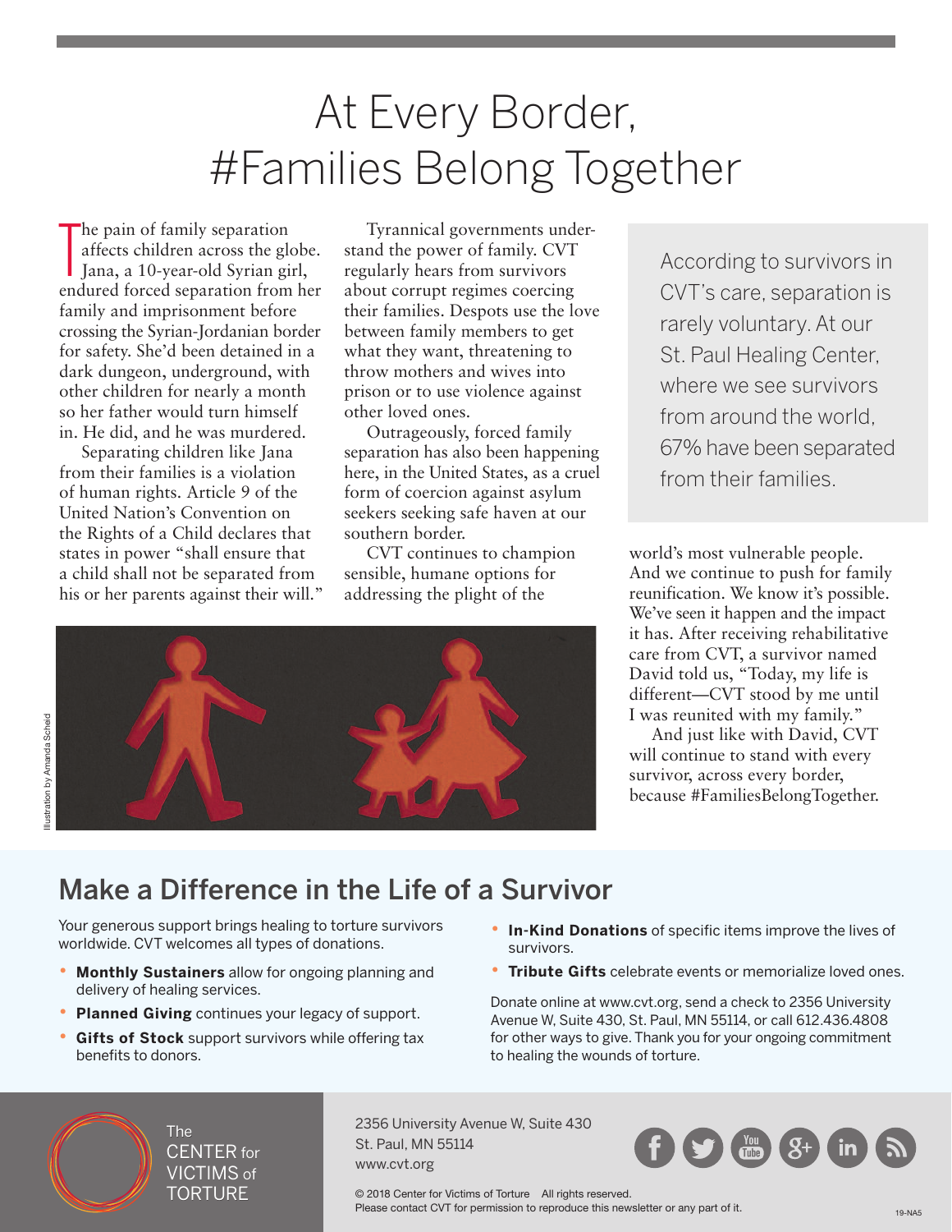# At Every Border, #Families Belong Together

The pain of family separation affects children across the globe. Jana, a 10-year-old Syrian girl, endured forced separation from her family and imprisonment before crossing the Syrian-Jordanian border for safety. She'd been detained in a dark dungeon, underground, with other children for nearly a month so her father would turn himself in. He did, and he was murdered.

Separating children like Jana from their families is a violation of human rights. Article 9 of the United Nation's Convention on the Rights of a Child declares that states in power "shall ensure that a child shall not be separated from his or her parents against their will."

Tyrannical governments understand the power of family. CVT regularly hears from survivors about corrupt regimes coercing their families. Despots use the love between family members to get what they want, threatening to throw mothers and wives into prison or to use violence against other loved ones.

Outrageously, forced family separation has also been happening here, in the United States, as a cruel form of coercion against asylum seekers seeking safe haven at our southern border.

CVT continues to champion sensible, humane options for addressing the plight of the world's most vulnerable people. And we continue to push for family reunification. We know it's possible. We've seen it happen and the impact it has. After receiving rehabilitative care from CVT, a survivor named David told us, "Today, my life is different—CVT stood by me until I was reunited with my family."

And just like with David, CVT will continue to stand with every survivor, across every border, because #FamiliesBelongTogether.

> According to survivors in CVT's care, separation is rarely voluntary. At our St. Paul Healing Center, where we see survivors from around the world, 67% have been separated from their families.

Illustration by Amanda Scheid

## Make a Difference in the Life of a Survivor

Your generous support brings healing to torture survivors worldwide. CVT welcomes all types of donations.

- **Monthly Sustainers** allow for ongoing planning and delivery of healing services.
- **Planned Giving** continues your legacy of support.
- **Gifts of Stock** support survivors while offering tax benefits to donors.
- **In-Kind Donations** of specific items improve the lives of survivors.
- **Tribute Gifts** celebrate events or memorialize loved ones.

Donate online at www.cvt.org, send a check to 2356 University Avenue W, Suite 430, St. Paul, MN 55114, or call 612.436.4808 for other ways to give. Thank you for your ongoing commitment to healing the wounds of torture.

The CENTER for VICTIMS of TORTURE

2356 University Avenue W, Suite 430
St. Paul, MN 55114
www.cvt.org

© 2018 Center for Victims of Torture All rights reserved.
Please contact CVT for permission to reproduce this newsletter or any part of it.

19-NA5